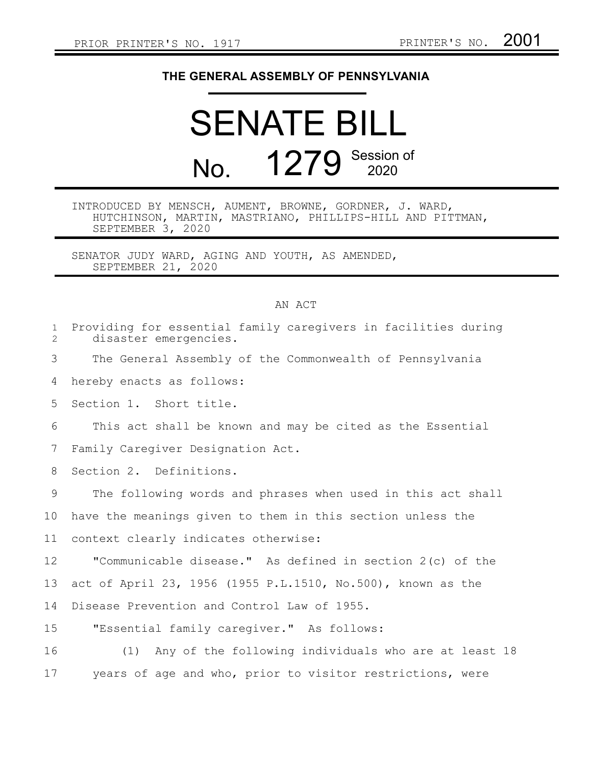PRIOR PRINTER'S NO. 1917 PRINTER'S NO. 2001

**THE GENERAL ASSEMBLY OF PENNSYLVANIA**

# SENATE BILL

# No. 1279 Session of 2020

INTRODUCED BY MENSCH, AUMENT, BROWNE, GORDNER, J. WARD, HUTCHINSON, MARTIN, MASTRIANO, PHILLIPS-HILL AND PITTMAN, SEPTEMBER 3, 2020

SENATOR JUDY WARD, AGING AND YOUTH, AS AMENDED, SEPTEMBER 21, 2020

AN ACT

Providing for essential family caregivers in facilities during disaster emergencies.

The General Assembly of the Commonwealth of Pennsylvania hereby enacts as follows:

Section 1. Short title.

This act shall be known and may be cited as the Essential Family Caregiver Designation Act.

Section 2. Definitions.

The following words and phrases when used in this act shall have the meanings given to them in this section unless the context clearly indicates otherwise:

"Communicable disease." As defined in section 2(c) of the act of April 23, 1956 (1955 P.L.1510, No.500), known as the Disease Prevention and Control Law of 1955.

"Essential family caregiver." As follows:

(1) Any of the following individuals who are at least 18 years of age and who, prior to visitor restrictions, were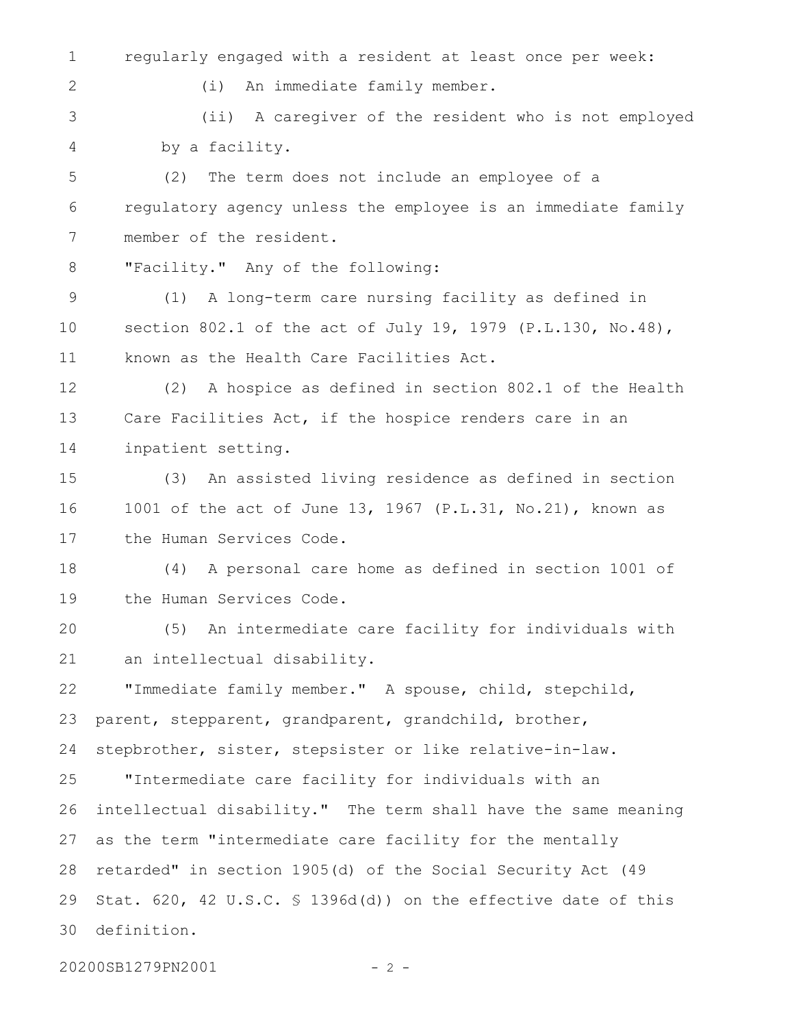regularly engaged with a resident at least once per week:

(i) An immediate family member.

(ii) A caregiver of the resident who is not employed by a facility.

(2) The term does not include an employee of a regulatory agency unless the employee is an immediate family member of the resident.

"Facility." Any of the following:

(1) A long-term care nursing facility as defined in section 802.1 of the act of July 19, 1979 (P.L.130, No.48), known as the Health Care Facilities Act.

(2) A hospice as defined in section 802.1 of the Health Care Facilities Act, if the hospice renders care in an inpatient setting.

(3) An assisted living residence as defined in section 1001 of the act of June 13, 1967 (P.L.31, No.21), known as the Human Services Code.

(4) A personal care home as defined in section 1001 of the Human Services Code.

(5) An intermediate care facility for individuals with an intellectual disability.

"Immediate family member." A spouse, child, stepchild, parent, stepparent, grandparent, grandchild, brother, stepbrother, sister, stepsister or like relative-in-law.

"Intermediate care facility for individuals with an intellectual disability." The term shall have the same meaning as the term "intermediate care facility for the mentally retarded" in section 1905(d) of the Social Security Act (49 Stat. 620, 42 U.S.C. § 1396d(d)) on the effective date of this definition.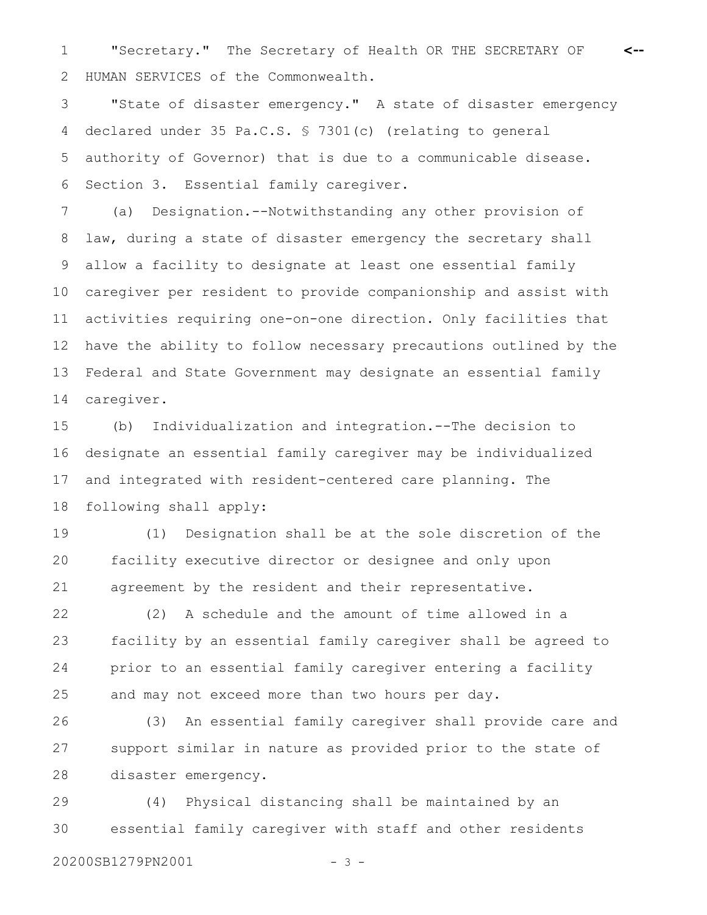"Secretary." The Secretary of Health OR THE SECRETARY OF HUMAN SERVICES of the Commonwealth.

"State of disaster emergency." A state of disaster emergency declared under 35 Pa.C.S. § 7301(c) (relating to general authority of Governor) that is due to a communicable disease.

Section 3. Essential family caregiver.

(a) Designation.--Notwithstanding any other provision of law, during a state of disaster emergency the secretary shall allow a facility to designate at least one essential family caregiver per resident to provide companionship and assist with activities requiring one-on-one direction. Only facilities that have the ability to follow necessary precautions outlined by the Federal and State Government may designate an essential family caregiver.

(b) Individualization and integration.--The decision to designate an essential family caregiver may be individualized and integrated with resident-centered care planning. The following shall apply:

(1) Designation shall be at the sole discretion of the facility executive director or designee and only upon agreement by the resident and their representative.

(2) A schedule and the amount of time allowed in a facility by an essential family caregiver shall be agreed to prior to an essential family caregiver entering a facility and may not exceed more than two hours per day.

(3) An essential family caregiver shall provide care and support similar in nature as provided prior to the state of disaster emergency.

(4) Physical distancing shall be maintained by an essential family caregiver with staff and other residents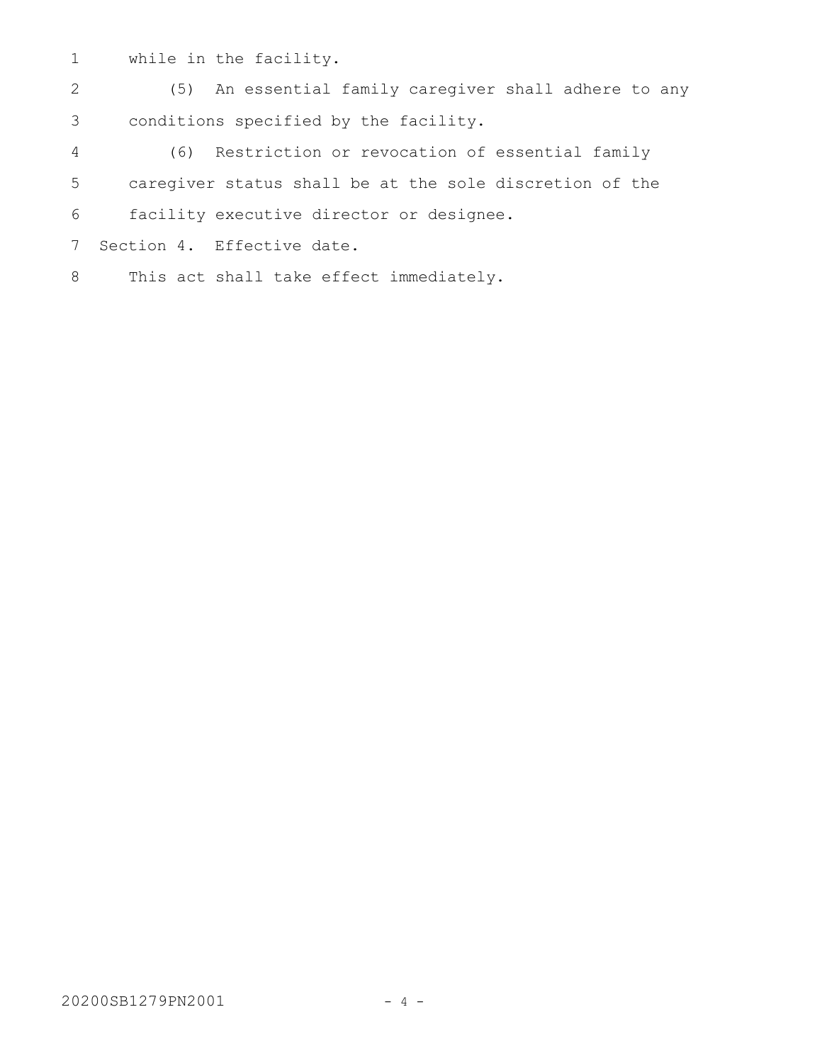while in the facility.

(5) An essential family caregiver shall adhere to any conditions specified by the facility.

(6) Restriction or revocation of essential family caregiver status shall be at the sole discretion of the facility executive director or designee.

Section 4. Effective date.

This act shall take effect immediately.